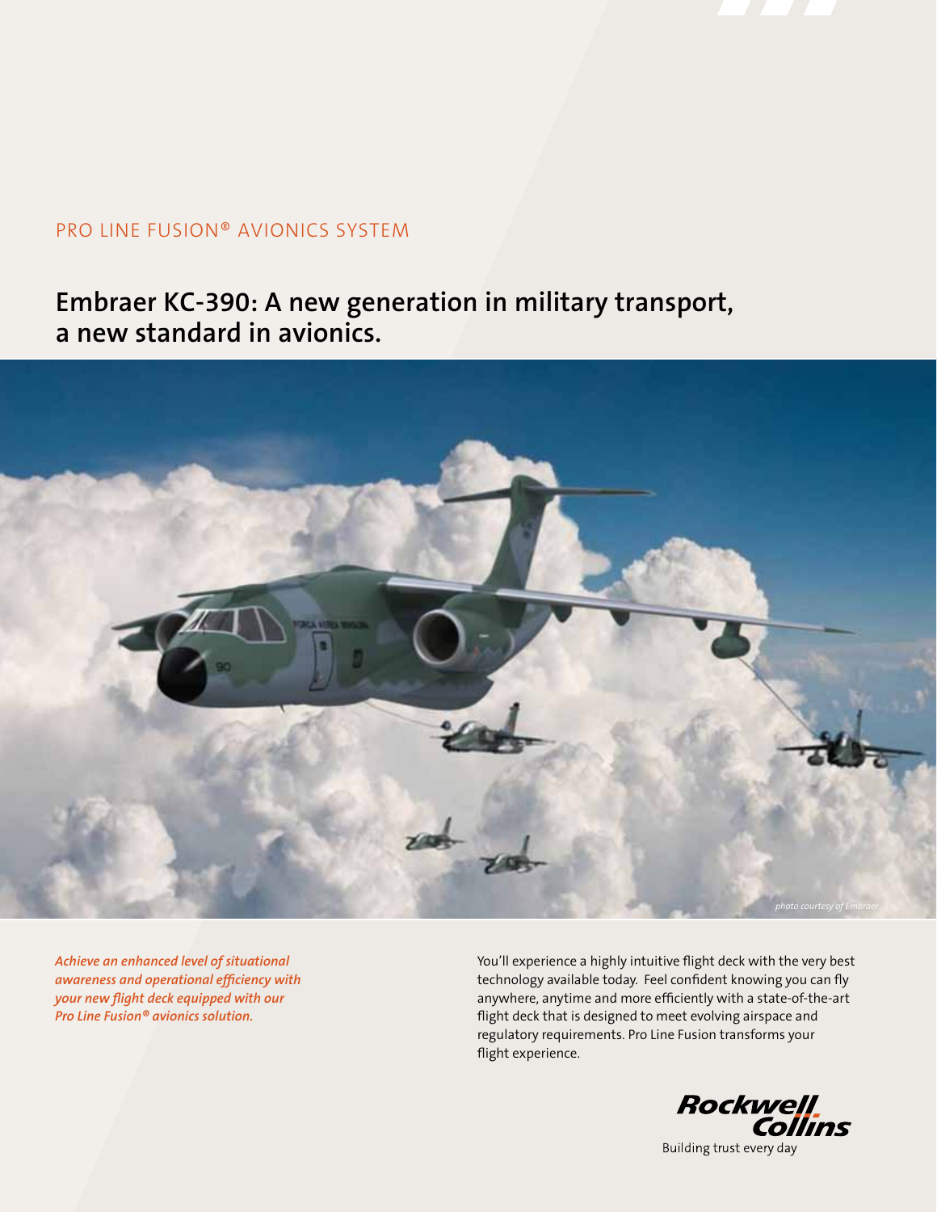PRO LINE FUSION® AVIONICS SYSTEM

# Embraer KC-390: A new generation in military transport, a new standard in avionics.

photo courtesy of Embraer

***Achieve an enhanced level of situational awareness and operational efficiency with your new flight deck equipped with our Pro Line Fusion® avionics solution.***

You'll experience a highly intuitive flight deck with the very best technology available today. Feel confident knowing you can fly anywhere, anytime and more efficiently with a state-of-the-art flight deck that is designed to meet evolving airspace and regulatory requirements. Pro Line Fusion transforms your flight experience.

Rockwell Collins

Building trust every day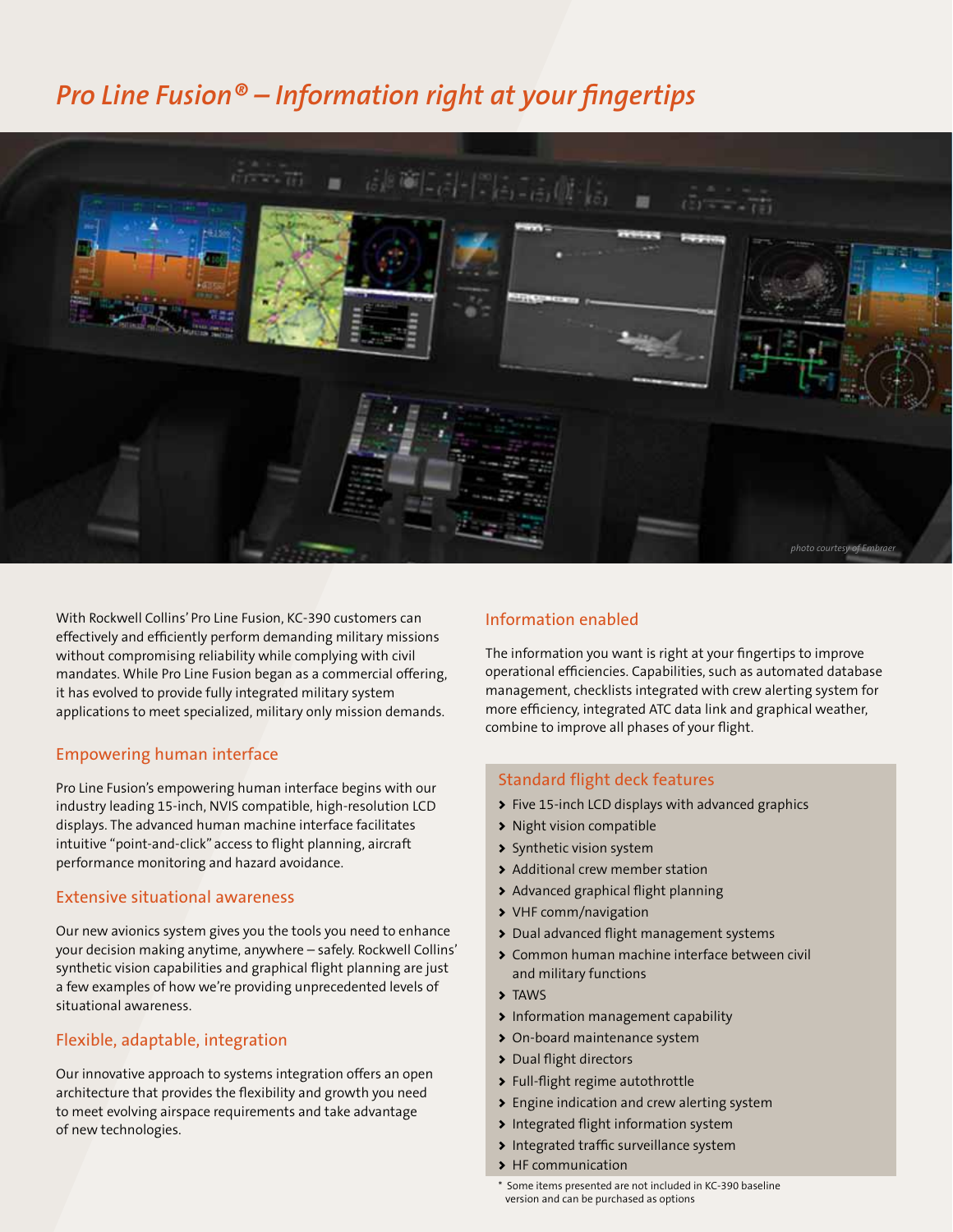# *Pro Line Fusion® – Information right at your fingertips*

*photo courtesy of Embraer*

With Rockwell Collins' Pro Line Fusion, KC-390 customers can effectively and efficiently perform demanding military missions without compromising reliability while complying with civil mandates. While Pro Line Fusion began as a commercial offering, it has evolved to provide fully integrated military system applications to meet specialized, military only mission demands.

## Empowering human interface

Pro Line Fusion's empowering human interface begins with our industry leading 15-inch, NVIS compatible, high-resolution LCD displays. The advanced human machine interface facilitates intuitive "point-and-click" access to flight planning, aircraft performance monitoring and hazard avoidance.

## Extensive situational awareness

Our new avionics system gives you the tools you need to enhance your decision making anytime, anywhere – safely. Rockwell Collins' synthetic vision capabilities and graphical flight planning are just a few examples of how we're providing unprecedented levels of situational awareness.

## Flexible, adaptable, integration

Our innovative approach to systems integration offers an open architecture that provides the flexibility and growth you need to meet evolving airspace requirements and take advantage of new technologies.

## Information enabled

The information you want is right at your fingertips to improve operational efficiencies. Capabilities, such as automated database management, checklists integrated with crew alerting system for more efficiency, integrated ATC data link and graphical weather, combine to improve all phases of your flight.

## Standard flight deck features

- Five 15-inch LCD displays with advanced graphics
- Night vision compatible
- Synthetic vision system
- Additional crew member station
- Advanced graphical flight planning
- VHF comm/navigation
- Dual advanced flight management systems
- Common human machine interface between civil and military functions
- TAWS
- Information management capability
- On-board maintenance system
- Dual flight directors
- Full-flight regime autothrottle
- Engine indication and crew alerting system
- Integrated flight information system
- Integrated traffic surveillance system
- HF communication

\* Some items presented are not included in KC-390 baseline version and can be purchased as options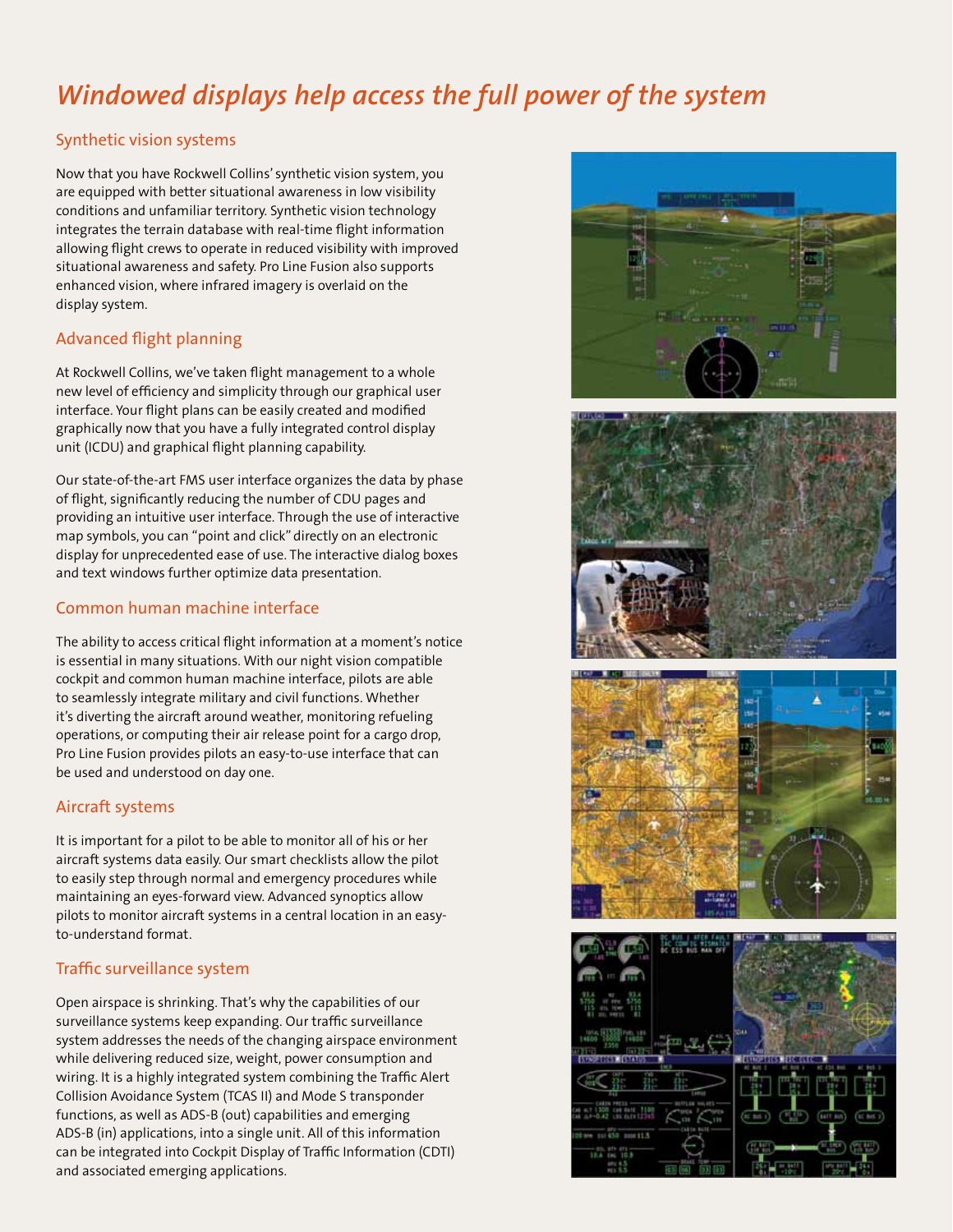# *Windowed displays help access the full power of the system*

## Synthetic vision systems

Now that you have Rockwell Collins' synthetic vision system, you are equipped with better situational awareness in low visibility conditions and unfamiliar territory. Synthetic vision technology integrates the terrain database with real-time flight information allowing flight crews to operate in reduced visibility with improved situational awareness and safety. Pro Line Fusion also supports enhanced vision, where infrared imagery is overlaid on the display system.

## Advanced flight planning

At Rockwell Collins, we've taken flight management to a whole new level of efficiency and simplicity through our graphical user interface. Your flight plans can be easily created and modified graphically now that you have a fully integrated control display unit (ICDU) and graphical flight planning capability.

Our state-of-the-art FMS user interface organizes the data by phase of flight, significantly reducing the number of CDU pages and providing an intuitive user interface. Through the use of interactive map symbols, you can "point and click" directly on an electronic display for unprecedented ease of use. The interactive dialog boxes and text windows further optimize data presentation.

## Common human machine interface

The ability to access critical flight information at a moment's notice is essential in many situations. With our night vision compatible cockpit and common human machine interface, pilots are able to seamlessly integrate military and civil functions. Whether it's diverting the aircraft around weather, monitoring refueling operations, or computing their air release point for a cargo drop, Pro Line Fusion provides pilots an easy-to-use interface that can be used and understood on day one.

## Aircraft systems

It is important for a pilot to be able to monitor all of his or her aircraft systems data easily. Our smart checklists allow the pilot to easily step through normal and emergency procedures while maintaining an eyes-forward view. Advanced synoptics allow pilots to monitor aircraft systems in a central location in an easy-to-understand format.

## Traffic surveillance system

Open airspace is shrinking. That's why the capabilities of our surveillance systems keep expanding. Our traffic surveillance system addresses the needs of the changing airspace environment while delivering reduced size, weight, power consumption and wiring. It is a highly integrated system combining the Traffic Alert Collision Avoidance System (TCAS II) and Mode S transponder functions, as well as ADS-B (out) capabilities and emerging ADS-B (in) applications, into a single unit. All of this information can be integrated into Cockpit Display of Traffic Information (CDTI) and associated emerging applications.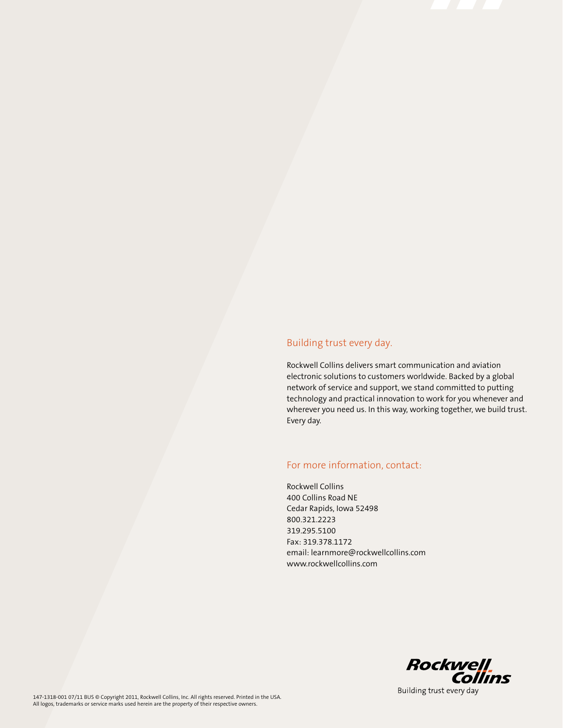## Building trust every day.

Rockwell Collins delivers smart communication and aviation electronic solutions to customers worldwide. Backed by a global network of service and support, we stand committed to putting technology and practical innovation to work for you whenever and wherever you need us. In this way, working together, we build trust. Every day.

## For more information, contact:

Rockwell Collins
400 Collins Road NE
Cedar Rapids, Iowa 52498
800.321.2223
319.295.5100
Fax: 319.378.1172
email: learnmore@rockwellcollins.com
www.rockwellcollins.com

Rockwell Collins
Building trust every day

147-1318-001 07/11 BUS © Copyright 2011, Rockwell Collins, Inc. All rights reserved. Printed in the USA.
All logos, trademarks or service marks used herein are the property of their respective owners.